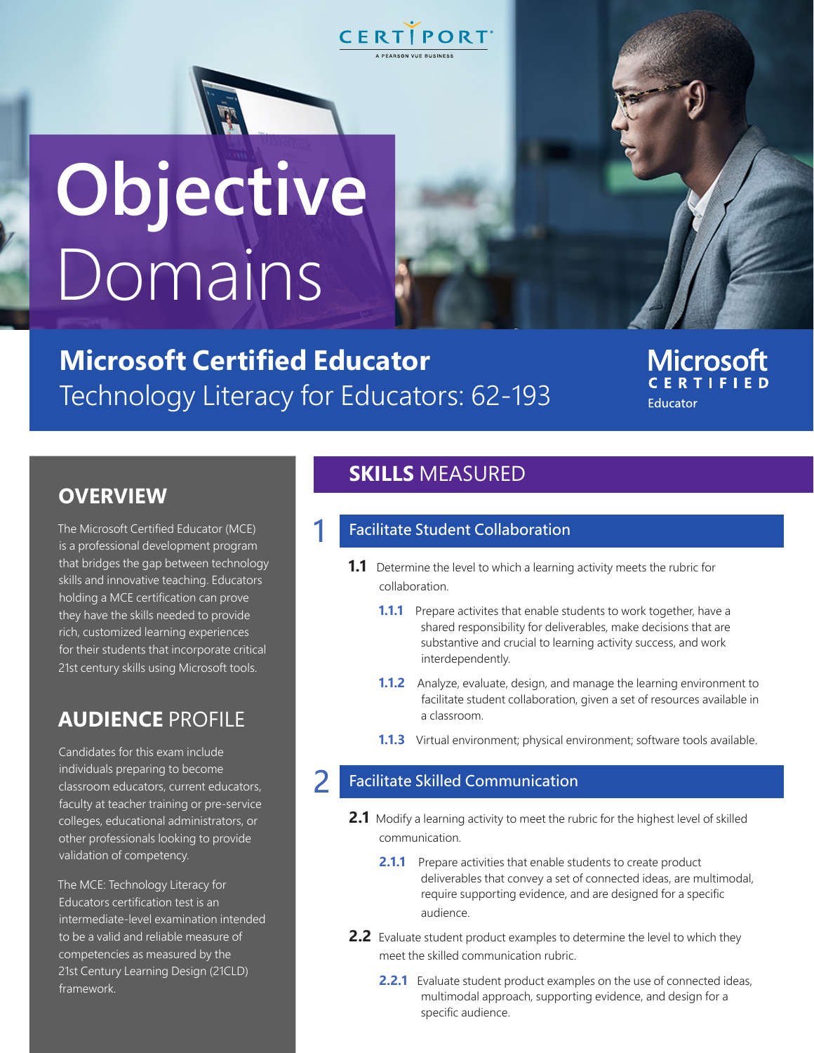# Objective Domains

## Microsoft Certified Educator
Technology Literacy for Educators: 62-193

## OVERVIEW

The Microsoft Certified Educator (MCE) is a professional development program that bridges the gap between technology skills and innovative teaching. Educators holding a MCE certification can prove they have the skills needed to provide rich, customized learning experiences for their students that incorporate critical 21st century skills using Microsoft tools.

## AUDIENCE PROFILE

Candidates for this exam include individuals preparing to become classroom educators, current educators, faculty at teacher training or pre-service colleges, educational administrators, or other professionals looking to provide validation of competency.

The MCE: Technology Literacy for Educators certification test is an intermediate-level examination intended to be a valid and reliable measure of competencies as measured by the 21st Century Learning Design (21CLD) framework.

## SKILLS MEASURED

### 1 Facilitate Student Collaboration

**1.1** Determine the level to which a learning activity meets the rubric for collaboration.

- **1.1.1** Prepare activites that enable students to work together, have a shared responsibility for deliverables, make decisions that are substantive and crucial to learning activity success, and work interdependently.
- **1.1.2** Analyze, evaluate, design, and manage the learning environment to facilitate student collaboration, given a set of resources available in a classroom.
- **1.1.3** Virtual environment; physical environment; software tools available.

### 2 Facilitate Skilled Communication

**2.1** Modify a learning activity to meet the rubric for the highest level of skilled communication.

- **2.1.1** Prepare activities that enable students to create product deliverables that convey a set of connected ideas, are multimodal, require supporting evidence, and are designed for a specific audience.

**2.2** Evaluate student product examples to determine the level to which they meet the skilled communication rubric.

- **2.2.1** Evaluate student product examples on the use of connected ideas, multimodal approach, supporting evidence, and design for a specific audience.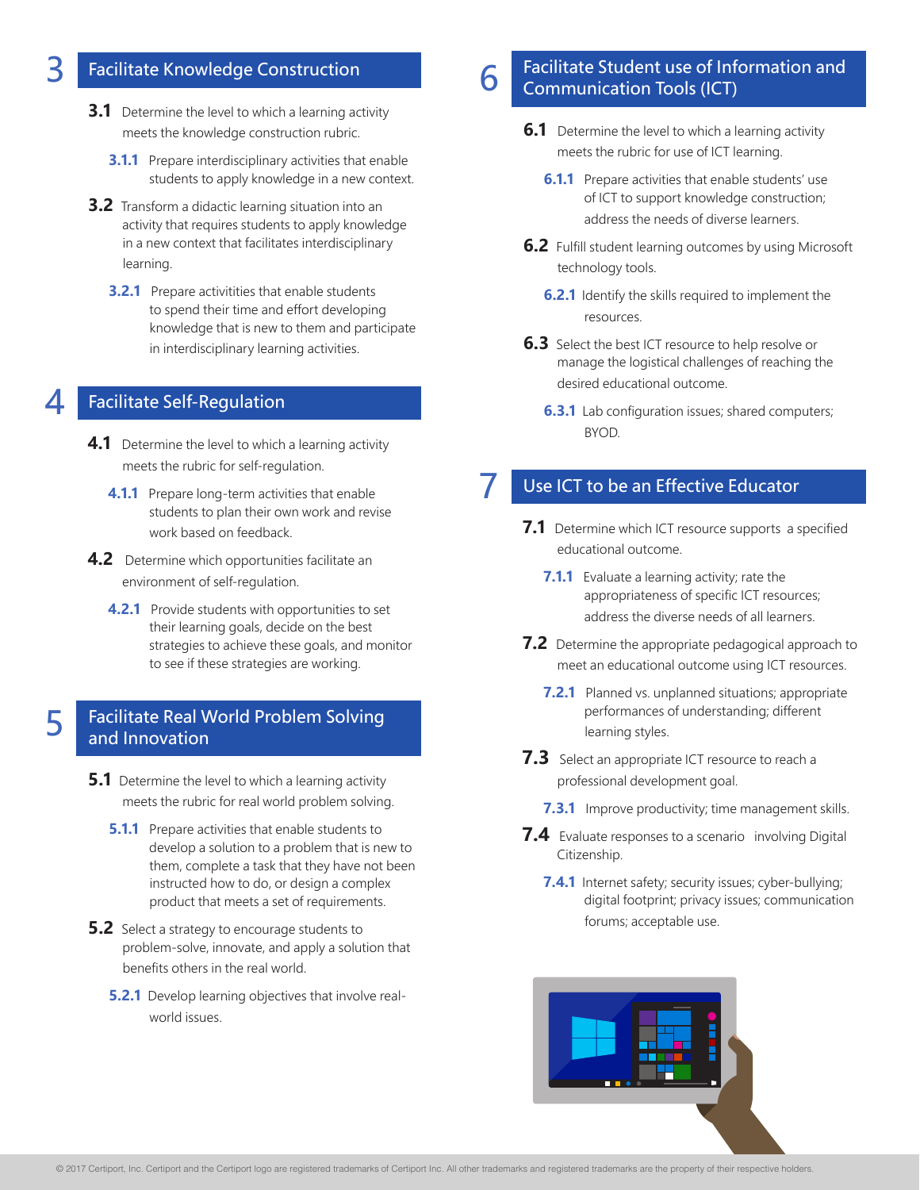## 3 Facilitate Knowledge Construction

**3.1** Determine the level to which a learning activity meets the knowledge construction rubric.

**3.1.1** Prepare interdisciplinary activities that enable students to apply knowledge in a new context.

**3.2** Transform a didactic learning situation into an activity that requires students to apply knowledge in a new context that facilitates interdisciplinary learning.

**3.2.1** Prepare activitities that enable students to spend their time and effort developing knowledge that is new to them and participate in interdisciplinary learning activities.

## 4 Facilitate Self-Regulation

**4.1** Determine the level to which a learning activity meets the rubric for self-regulation.

**4.1.1** Prepare long-term activities that enable students to plan their own work and revise work based on feedback.

**4.2** Determine which opportunities facilitate an environment of self-regulation.

**4.2.1** Provide students with opportunities to set their learning goals, decide on the best strategies to achieve these goals, and monitor to see if these strategies are working.

## 5 Facilitate Real World Problem Solving and Innovation

**5.1** Determine the level to which a learning activity meets the rubric for real world problem solving.

**5.1.1** Prepare activities that enable students to develop a solution to a problem that is new to them, complete a task that they have not been instructed how to do, or design a complex product that meets a set of requirements.

**5.2** Select a strategy to encourage students to problem-solve, innovate, and apply a solution that benefits others in the real world.

**5.2.1** Develop learning objectives that involve real-world issues.

## 6 Facilitate Student use of Information and Communication Tools (ICT)

**6.1** Determine the level to which a learning activity meets the rubric for use of ICT learning.

**6.1.1** Prepare activities that enable students' use of ICT to support knowledge construction; address the needs of diverse learners.

**6.2** Fulfill student learning outcomes by using Microsoft technology tools.

**6.2.1** Identify the skills required to implement the resources.

**6.3** Select the best ICT resource to help resolve or manage the logistical challenges of reaching the desired educational outcome.

**6.3.1** Lab configuration issues; shared computers; BYOD.

## 7 Use ICT to be an Effective Educator

**7.1** Determine which ICT resource supports a specified educational outcome.

**7.1.1** Evaluate a learning activity; rate the appropriateness of specific ICT resources; address the diverse needs of all learners.

**7.2** Determine the appropriate pedagogical approach to meet an educational outcome using ICT resources.

**7.2.1** Planned vs. unplanned situations; appropriate performances of understanding; different learning styles.

**7.3** Select an appropriate ICT resource to reach a professional development goal.

**7.3.1** Improve productivity; time management skills.

**7.4** Evaluate responses to a scenario involving Digital Citizenship.

**7.4.1** Internet safety; security issues; cyber-bullying; digital footprint; privacy issues; communication forums; acceptable use.

© 2017 Certiport, Inc. Certiport and the Certiport logo are registered trademarks of Certiport Inc. All other trademarks and registered trademarks are the property of their respective holders.